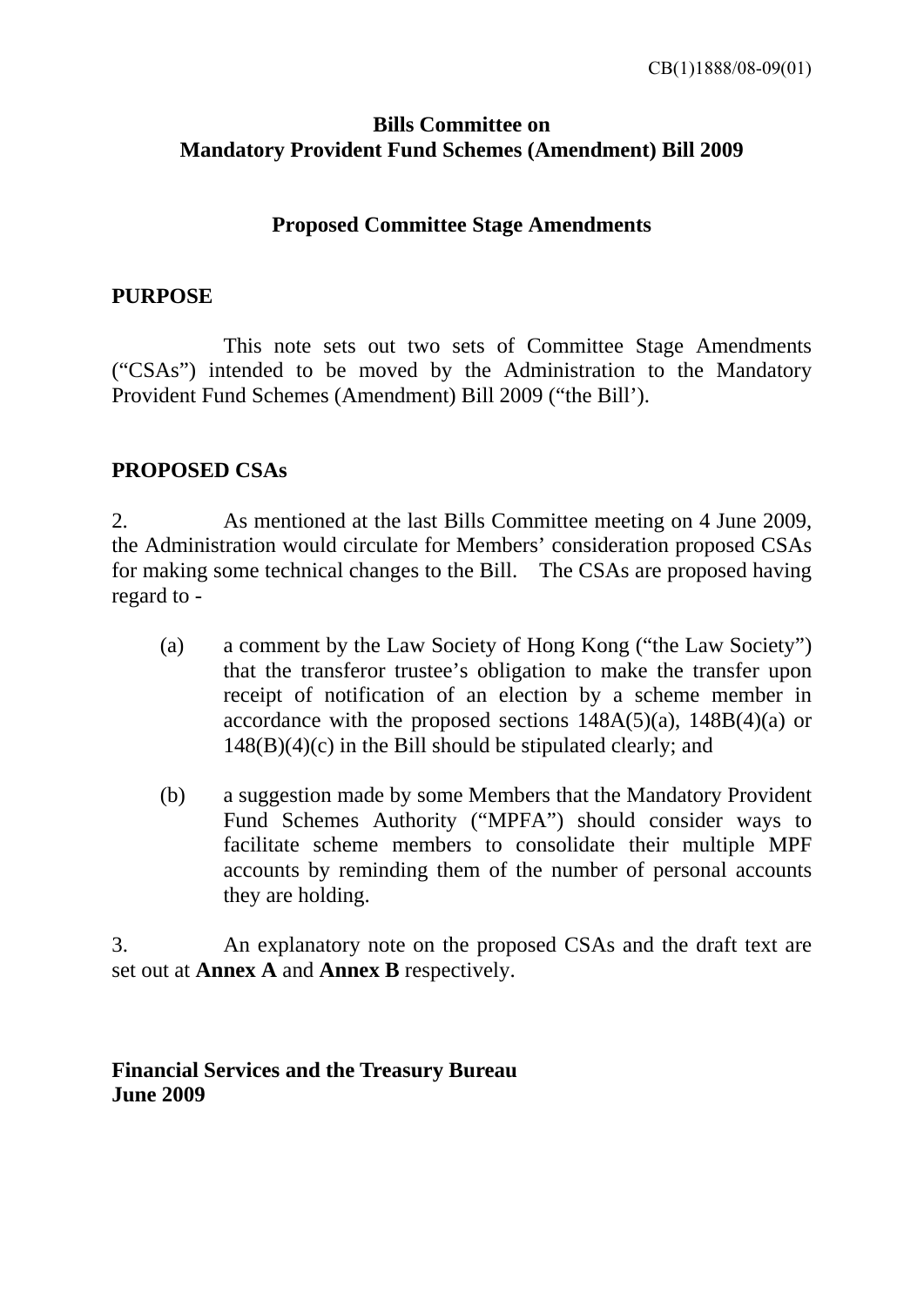CB(1)1888/08-09(01)

**Bills Committee on**
**Mandatory Provident Fund Schemes (Amendment) Bill 2009**

**Proposed Committee Stage Amendments**

**PURPOSE**

This note sets out two sets of Committee Stage Amendments ("CSAs") intended to be moved by the Administration to the Mandatory Provident Fund Schemes (Amendment) Bill 2009 ("the Bill').

**PROPOSED CSAs**

2. As mentioned at the last Bills Committee meeting on 4 June 2009, the Administration would circulate for Members' consideration proposed CSAs for making some technical changes to the Bill. The CSAs are proposed having regard to -

(a) a comment by the Law Society of Hong Kong ("the Law Society") that the transferor trustee's obligation to make the transfer upon receipt of notification of an election by a scheme member in accordance with the proposed sections 148A(5)(a), 148B(4)(a) or 148(B)(4)(c) in the Bill should be stipulated clearly; and

(b) a suggestion made by some Members that the Mandatory Provident Fund Schemes Authority ("MPFA") should consider ways to facilitate scheme members to consolidate their multiple MPF accounts by reminding them of the number of personal accounts they are holding.

3. An explanatory note on the proposed CSAs and the draft text are set out at **Annex A** and **Annex B** respectively.

**Financial Services and the Treasury Bureau**
**June 2009**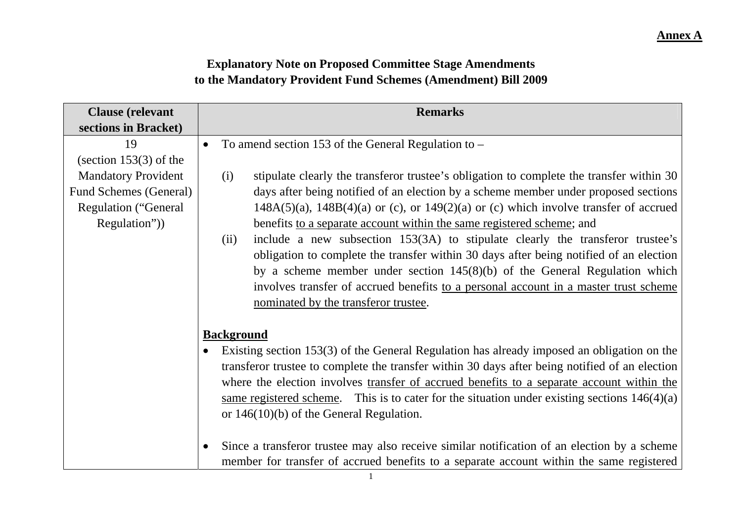**Annex A**

**Explanatory Note on Proposed Committee Stage Amendments to the Mandatory Provident Fund Schemes (Amendment) Bill 2009**

| Clause (relevant sections in Bracket) | Remarks |
| --- | --- |
| 19<br>(section 153(3) of the Mandatory Provident Fund Schemes (General) Regulation ("General Regulation")) | • To amend section 153 of the General Regulation to –<br><br>(i) stipulate clearly the transferor trustee's obligation to complete the transfer within 30 days after being notified of an election by a scheme member under proposed sections 148A(5)(a), 148B(4)(a) or (c), or 149(2)(a) or (c) which involve transfer of accrued benefits <u>to a separate account within the same registered scheme</u>; and<br>(ii) include a new subsection 153(3A) to stipulate clearly the transferor trustee's obligation to complete the transfer within 30 days after being notified of an election by a scheme member under section 145(8)(b) of the General Regulation which involves transfer of accrued benefits <u>to a personal account in a master trust scheme nominated by the transferor trustee</u>.<br><br>**<u>Background</u>**<br>• Existing section 153(3) of the General Regulation has already imposed an obligation on the transferor trustee to complete the transfer within 30 days after being notified of an election where the election involves <u>transfer of accrued benefits to a separate account within the same registered scheme</u>. This is to cater for the situation under existing sections 146(4)(a) or 146(10)(b) of the General Regulation.<br><br>• Since a transferor trustee may also receive similar notification of an election by a scheme member for transfer of accrued benefits to a separate account within the same registered |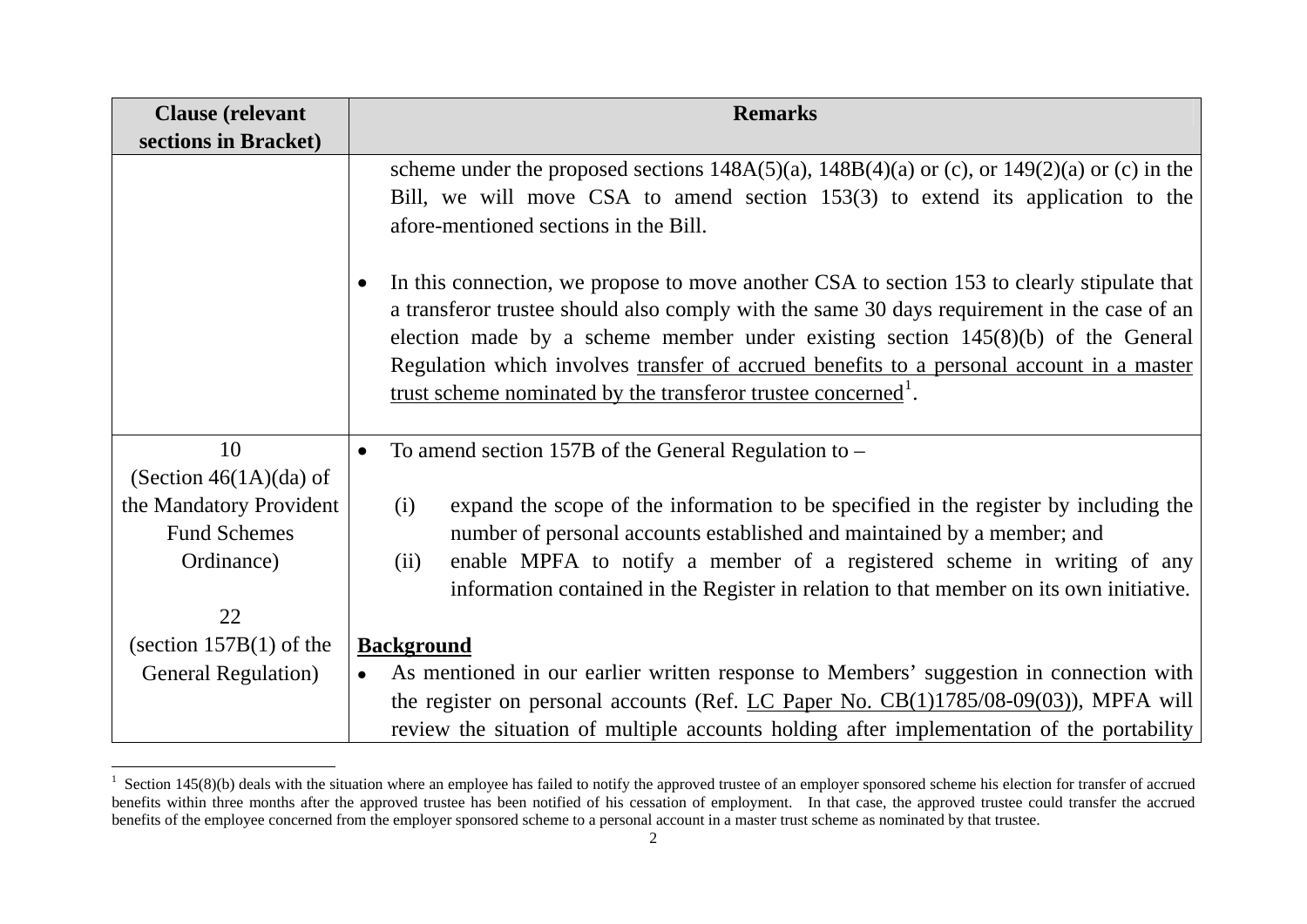| Clause (relevant sections in Bracket) | Remarks |
|---|---|
| | scheme under the proposed sections 148A(5)(a), 148B(4)(a) or (c), or 149(2)(a) or (c) in the Bill, we will move CSA to amend section 153(3) to extend its application to the afore-mentioned sections in the Bill.<br><br>• In this connection, we propose to move another CSA to section 153 to clearly stipulate that a transferor trustee should also comply with the same 30 days requirement in the case of an election made by a scheme member under existing section 145(8)(b) of the General Regulation which involves <u>transfer of accrued benefits to a personal account in a master trust scheme nominated by the transferor trustee concerned</u>[1]. |
| 10<br>(Section 46(1A)(da) of the Mandatory Provident Fund Schemes Ordinance)<br><br>22<br>(section 157B(1) of the General Regulation) | • To amend section 157B of the General Regulation to –<br><br>(i) expand the scope of the information to be specified in the register by including the number of personal accounts established and maintained by a member; and<br>(ii) enable MPFA to notify a member of a registered scheme in writing of any information contained in the Register in relation to that member on its own initiative.<br><br>**<u>Background</u>**<br>• As mentioned in our earlier written response to Members' suggestion in connection with the register on personal accounts (Ref. <u>LC Paper No. CB(1)1785/08-09(03)</u>), MPFA will review the situation of multiple accounts holding after implementation of the portability |

[1] Section 145(8)(b) deals with the situation where an employee has failed to notify the approved trustee of an employer sponsored scheme his election for transfer of accrued benefits within three months after the approved trustee has been notified of his cessation of employment. In that case, the approved trustee could transfer the accrued benefits of the employee concerned from the employer sponsored scheme to a personal account in a master trust scheme as nominated by that trustee.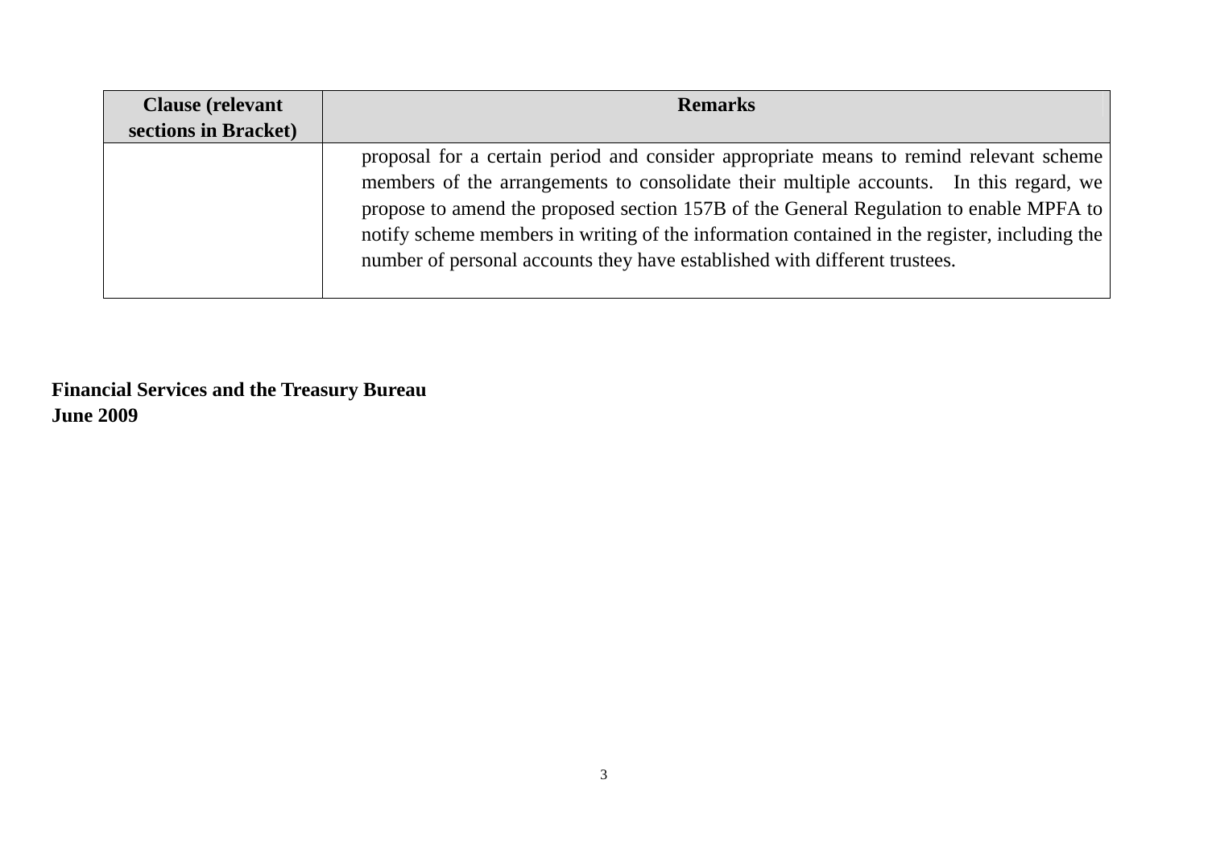| Clause (relevant sections in Bracket) | Remarks |
|---|---|
| | proposal for a certain period and consider appropriate means to remind relevant scheme members of the arrangements to consolidate their multiple accounts. In this regard, we propose to amend the proposed section 157B of the General Regulation to enable MPFA to notify scheme members in writing of the information contained in the register, including the number of personal accounts they have established with different trustees. |

**Financial Services and the Treasury Bureau**
**June 2009**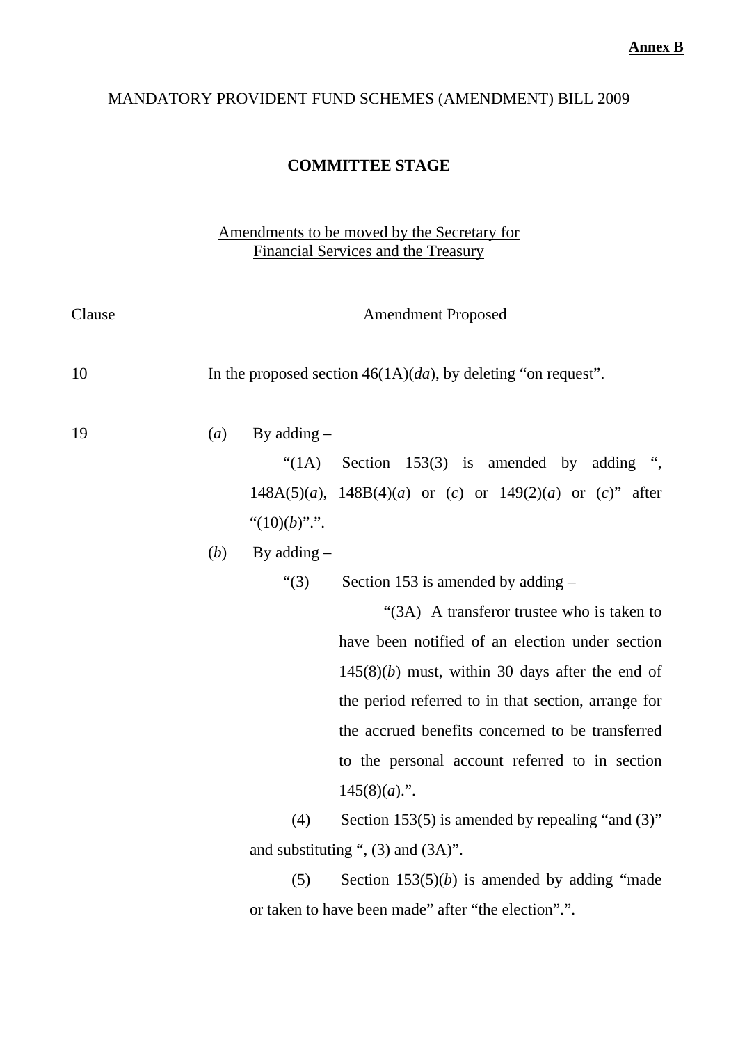**Annex B**

MANDATORY PROVIDENT FUND SCHEMES (AMENDMENT) BILL 2009

**COMMITTEE STAGE**

Amendments to be moved by the Secretary for Financial Services and the Treasury

| Clause | Amendment Proposed |
|---|---|
| 10 | In the proposed section 46(1A)(*da*), by deleting "on request". |
| 19 | (*a*) By adding – "(1A) Section 153(3) is amended by adding ", 148A(5)(*a*), 148B(4)(*a*) or (*c*) or 149(2)(*a*) or (*c*)" after "(10)(*b*)".". |
| | (*b*) By adding – "(3) Section 153 is amended by adding – "(3A) A transferor trustee who is taken to have been notified of an election under section 145(8)(*b*) must, within 30 days after the end of the period referred to in that section, arrange for the accrued benefits concerned to be transferred to the personal account referred to in section 145(8)(*a*).". (4) Section 153(5) is amended by repealing "and (3)" and substituting ", (3) and (3A)". (5) Section 153(5)(*b*) is amended by adding "made or taken to have been made" after "the election".". |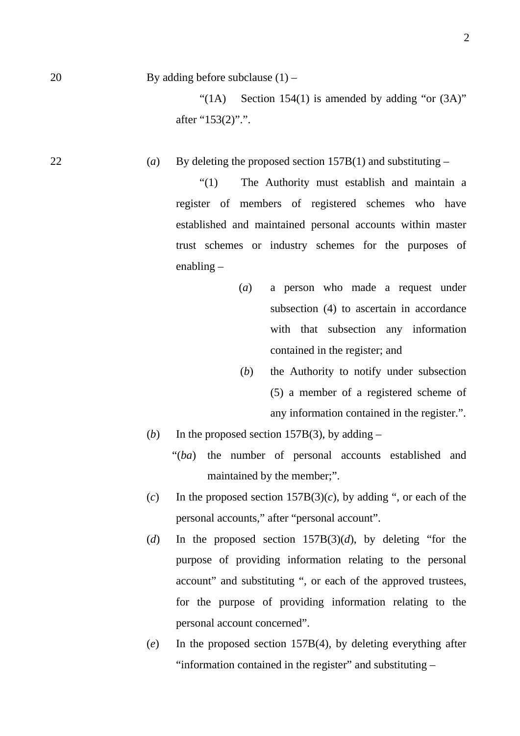20 By adding before subclause (1) –

"(1A) Section 154(1) is amended by adding "or (3A)" after "153(2)".".

22 (*a*) By deleting the proposed section 157B(1) and substituting –

"(1) The Authority must establish and maintain a register of members of registered schemes who have established and maintained personal accounts within master trust schemes or industry schemes for the purposes of enabling –

(*a*) a person who made a request under subsection (4) to ascertain in accordance with that subsection any information contained in the register; and

(*b*) the Authority to notify under subsection (5) a member of a registered scheme of any information contained in the register.".

(*b*) In the proposed section 157B(3), by adding –

"(*ba*) the number of personal accounts established and maintained by the member;".

(*c*) In the proposed section 157B(3)(*c*), by adding ", or each of the personal accounts," after "personal account".

(*d*) In the proposed section 157B(3)(*d*), by deleting "for the purpose of providing information relating to the personal account" and substituting ", or each of the approved trustees, for the purpose of providing information relating to the personal account concerned".

(*e*) In the proposed section 157B(4), by deleting everything after "information contained in the register" and substituting –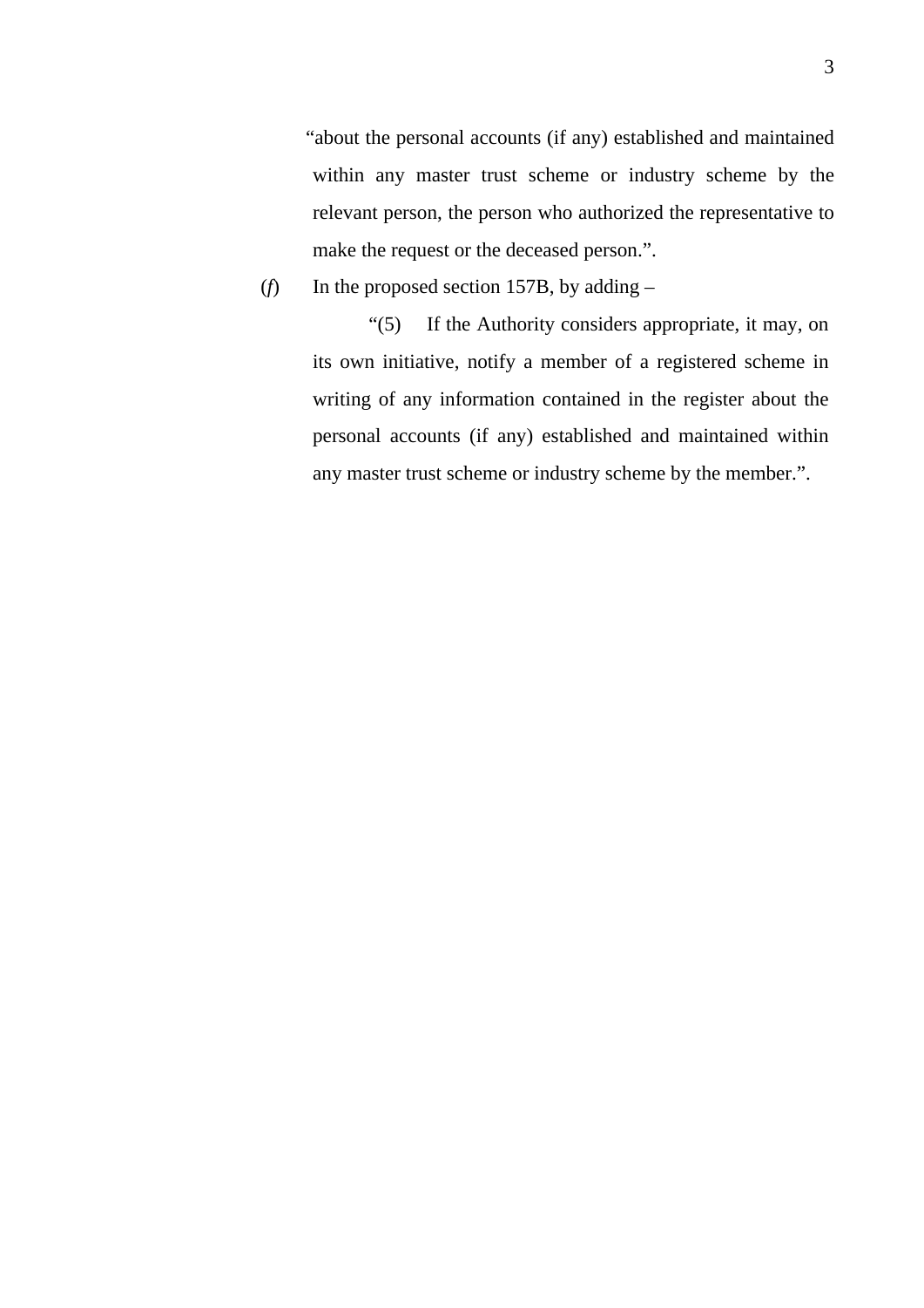"about the personal accounts (if any) established and maintained within any master trust scheme or industry scheme by the relevant person, the person who authorized the representative to make the request or the deceased person.".

(*f*) In the proposed section 157B, by adding –

"(5) If the Authority considers appropriate, it may, on its own initiative, notify a member of a registered scheme in writing of any information contained in the register about the personal accounts (if any) established and maintained within any master trust scheme or industry scheme by the member.".